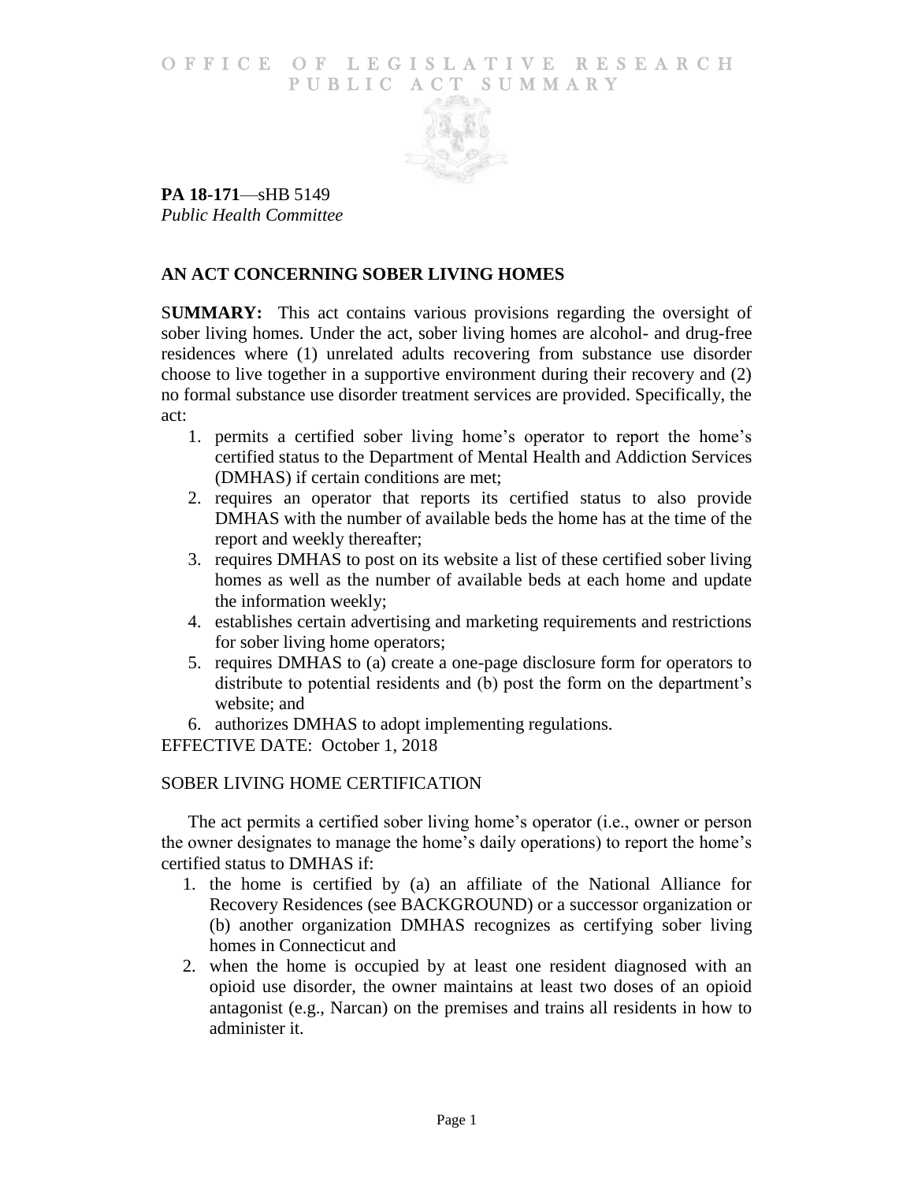# OFFICE OF LEGISLATIVE RESEARCH PUBLIC ACT SUMMARY

**PA 18-171**—sHB 5149
*Public Health Committee*

## AN ACT CONCERNING SOBER LIVING HOMES

**SUMMARY:** This act contains various provisions regarding the oversight of sober living homes. Under the act, sober living homes are alcohol- and drug-free residences where (1) unrelated adults recovering from substance use disorder choose to live together in a supportive environment during their recovery and (2) no formal substance use disorder treatment services are provided. Specifically, the act:

1. permits a certified sober living home's operator to report the home's certified status to the Department of Mental Health and Addiction Services (DMHAS) if certain conditions are met;
2. requires an operator that reports its certified status to also provide DMHAS with the number of available beds the home has at the time of the report and weekly thereafter;
3. requires DMHAS to post on its website a list of these certified sober living homes as well as the number of available beds at each home and update the information weekly;
4. establishes certain advertising and marketing requirements and restrictions for sober living home operators;
5. requires DMHAS to (a) create a one-page disclosure form for operators to distribute to potential residents and (b) post the form on the department's website; and
6. authorizes DMHAS to adopt implementing regulations.

EFFECTIVE DATE: October 1, 2018

## SOBER LIVING HOME CERTIFICATION

The act permits a certified sober living home's operator (i.e., owner or person the owner designates to manage the home's daily operations) to report the home's certified status to DMHAS if:

1. the home is certified by (a) an affiliate of the National Alliance for Recovery Residences (see BACKGROUND) or a successor organization or (b) another organization DMHAS recognizes as certifying sober living homes in Connecticut and
2. when the home is occupied by at least one resident diagnosed with an opioid use disorder, the owner maintains at least two doses of an opioid antagonist (e.g., Narcan) on the premises and trains all residents in how to administer it.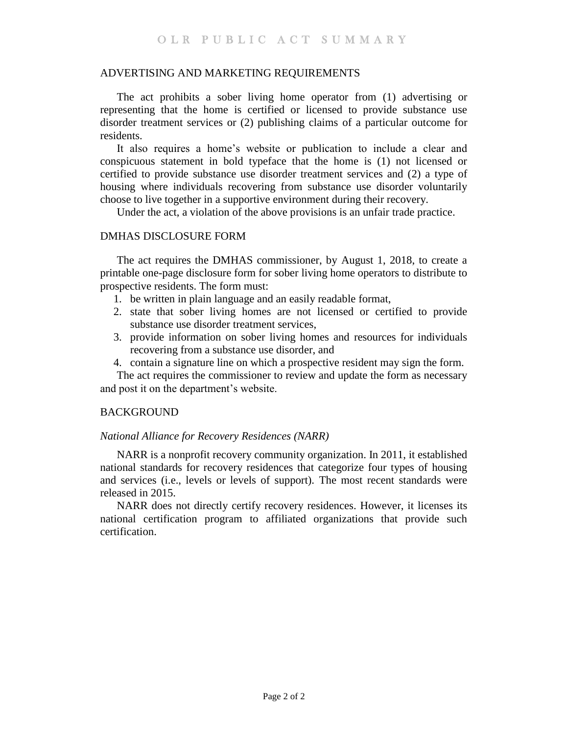## ADVERTISING AND MARKETING REQUIREMENTS

The act prohibits a sober living home operator from (1) advertising or representing that the home is certified or licensed to provide substance use disorder treatment services or (2) publishing claims of a particular outcome for residents.

It also requires a home's website or publication to include a clear and conspicuous statement in bold typeface that the home is (1) not licensed or certified to provide substance use disorder treatment services and (2) a type of housing where individuals recovering from substance use disorder voluntarily choose to live together in a supportive environment during their recovery.

Under the act, a violation of the above provisions is an unfair trade practice.

## DMHAS DISCLOSURE FORM

The act requires the DMHAS commissioner, by August 1, 2018, to create a printable one-page disclosure form for sober living home operators to distribute to prospective residents. The form must:

1. be written in plain language and an easily readable format,
2. state that sober living homes are not licensed or certified to provide substance use disorder treatment services,
3. provide information on sober living homes and resources for individuals recovering from a substance use disorder, and
4. contain a signature line on which a prospective resident may sign the form.

The act requires the commissioner to review and update the form as necessary and post it on the department's website.

## BACKGROUND

### *National Alliance for Recovery Residences (NARR)*

NARR is a nonprofit recovery community organization. In 2011, it established national standards for recovery residences that categorize four types of housing and services (i.e., levels or levels of support). The most recent standards were released in 2015.

NARR does not directly certify recovery residences. However, it licenses its national certification program to affiliated organizations that provide such certification.